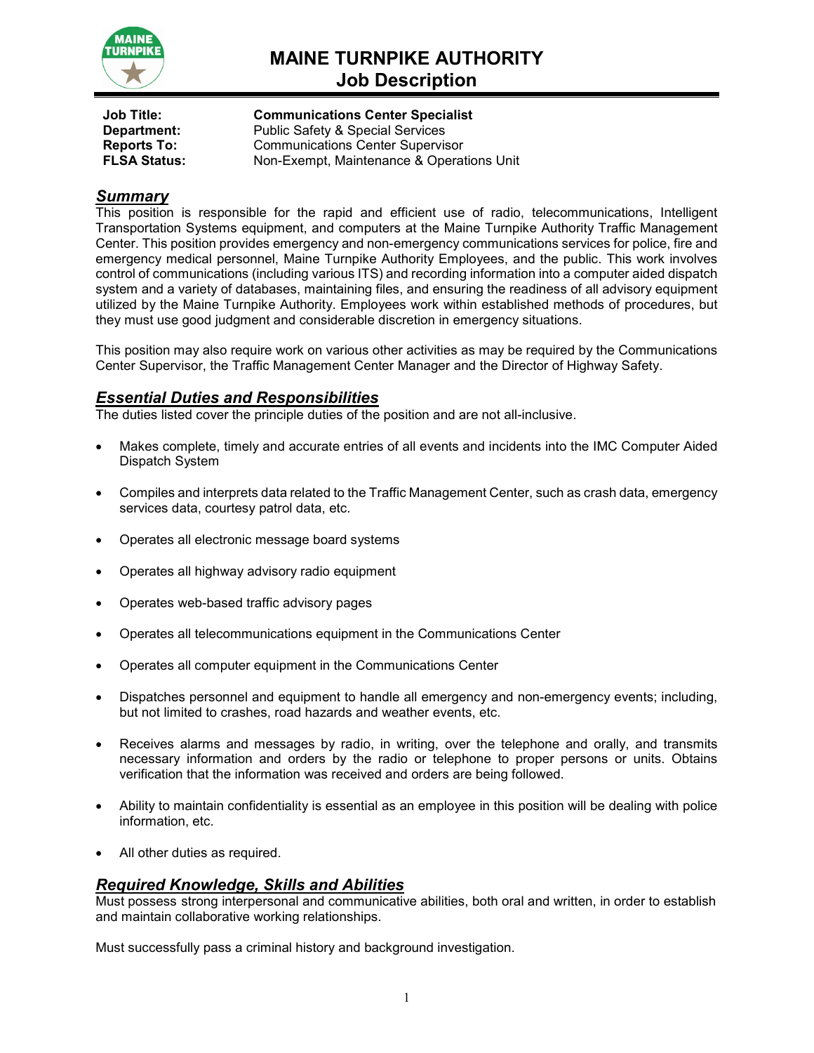# MAINE TURNPIKE AUTHORITY
## Job Description

**Job Title:** **Communications Center Specialist**
**Department:** Public Safety & Special Services
**Reports To:** Communications Center Supervisor
**FLSA Status:** Non-Exempt, Maintenance & Operations Unit

### ***Summary***

This position is responsible for the rapid and efficient use of radio, telecommunications, Intelligent Transportation Systems equipment, and computers at the Maine Turnpike Authority Traffic Management Center. This position provides emergency and non-emergency communications services for police, fire and emergency medical personnel, Maine Turnpike Authority Employees, and the public. This work involves control of communications (including various ITS) and recording information into a computer aided dispatch system and a variety of databases, maintaining files, and ensuring the readiness of all advisory equipment utilized by the Maine Turnpike Authority. Employees work within established methods of procedures, but they must use good judgment and considerable discretion in emergency situations.

This position may also require work on various other activities as may be required by the Communications Center Supervisor, the Traffic Management Center Manager and the Director of Highway Safety.

### ***Essential Duties and Responsibilities***

The duties listed cover the principle duties of the position and are not all-inclusive.

- Makes complete, timely and accurate entries of all events and incidents into the IMC Computer Aided Dispatch System
- Compiles and interprets data related to the Traffic Management Center, such as crash data, emergency services data, courtesy patrol data, etc.
- Operates all electronic message board systems
- Operates all highway advisory radio equipment
- Operates web-based traffic advisory pages
- Operates all telecommunications equipment in the Communications Center
- Operates all computer equipment in the Communications Center
- Dispatches personnel and equipment to handle all emergency and non-emergency events; including, but not limited to crashes, road hazards and weather events, etc.
- Receives alarms and messages by radio, in writing, over the telephone and orally, and transmits necessary information and orders by the radio or telephone to proper persons or units. Obtains verification that the information was received and orders are being followed.
- Ability to maintain confidentiality is essential as an employee in this position will be dealing with police information, etc.
- All other duties as required.

### ***Required Knowledge, Skills and Abilities***

Must possess strong interpersonal and communicative abilities, both oral and written, in order to establish and maintain collaborative working relationships.

Must successfully pass a criminal history and background investigation.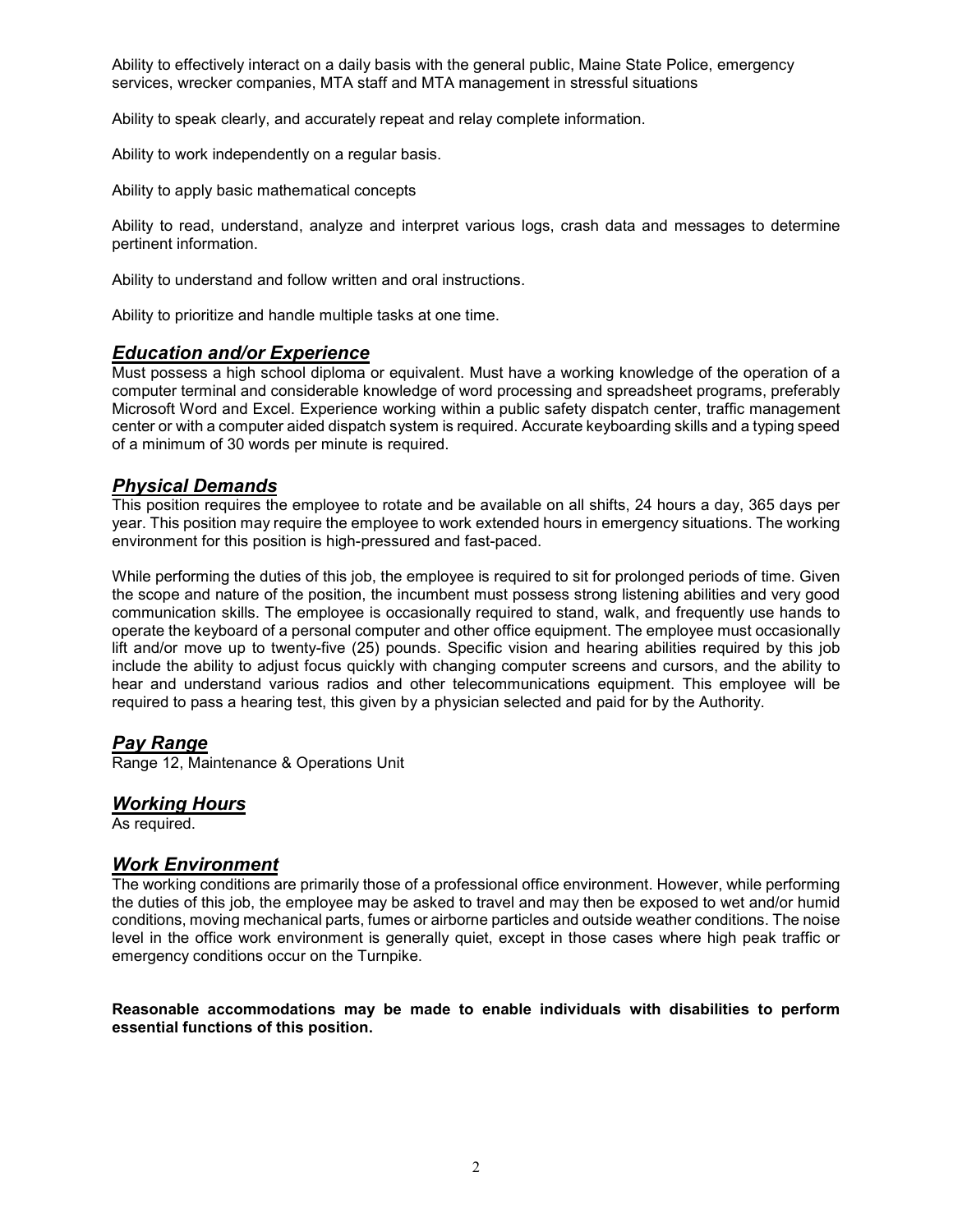Ability to effectively interact on a daily basis with the general public, Maine State Police, emergency services, wrecker companies, MTA staff and MTA management in stressful situations

Ability to speak clearly, and accurately repeat and relay complete information.

Ability to work independently on a regular basis.

Ability to apply basic mathematical concepts

Ability to read, understand, analyze and interpret various logs, crash data and messages to determine pertinent information.

Ability to understand and follow written and oral instructions.

Ability to prioritize and handle multiple tasks at one time.

## ***Education and/or Experience***

Must possess a high school diploma or equivalent. Must have a working knowledge of the operation of a computer terminal and considerable knowledge of word processing and spreadsheet programs, preferably Microsoft Word and Excel. Experience working within a public safety dispatch center, traffic management center or with a computer aided dispatch system is required. Accurate keyboarding skills and a typing speed of a minimum of 30 words per minute is required.

## ***Physical Demands***

This position requires the employee to rotate and be available on all shifts, 24 hours a day, 365 days per year. This position may require the employee to work extended hours in emergency situations. The working environment for this position is high-pressured and fast-paced.

While performing the duties of this job, the employee is required to sit for prolonged periods of time. Given the scope and nature of the position, the incumbent must possess strong listening abilities and very good communication skills. The employee is occasionally required to stand, walk, and frequently use hands to operate the keyboard of a personal computer and other office equipment. The employee must occasionally lift and/or move up to twenty-five (25) pounds. Specific vision and hearing abilities required by this job include the ability to adjust focus quickly with changing computer screens and cursors, and the ability to hear and understand various radios and other telecommunications equipment. This employee will be required to pass a hearing test, this given by a physician selected and paid for by the Authority.

## ***Pay Range***

Range 12, Maintenance & Operations Unit

## ***Working Hours***

As required.

## ***Work Environment***

The working conditions are primarily those of a professional office environment. However, while performing the duties of this job, the employee may be asked to travel and may then be exposed to wet and/or humid conditions, moving mechanical parts, fumes or airborne particles and outside weather conditions. The noise level in the office work environment is generally quiet, except in those cases where high peak traffic or emergency conditions occur on the Turnpike.

**Reasonable accommodations may be made to enable individuals with disabilities to perform essential functions of this position.**